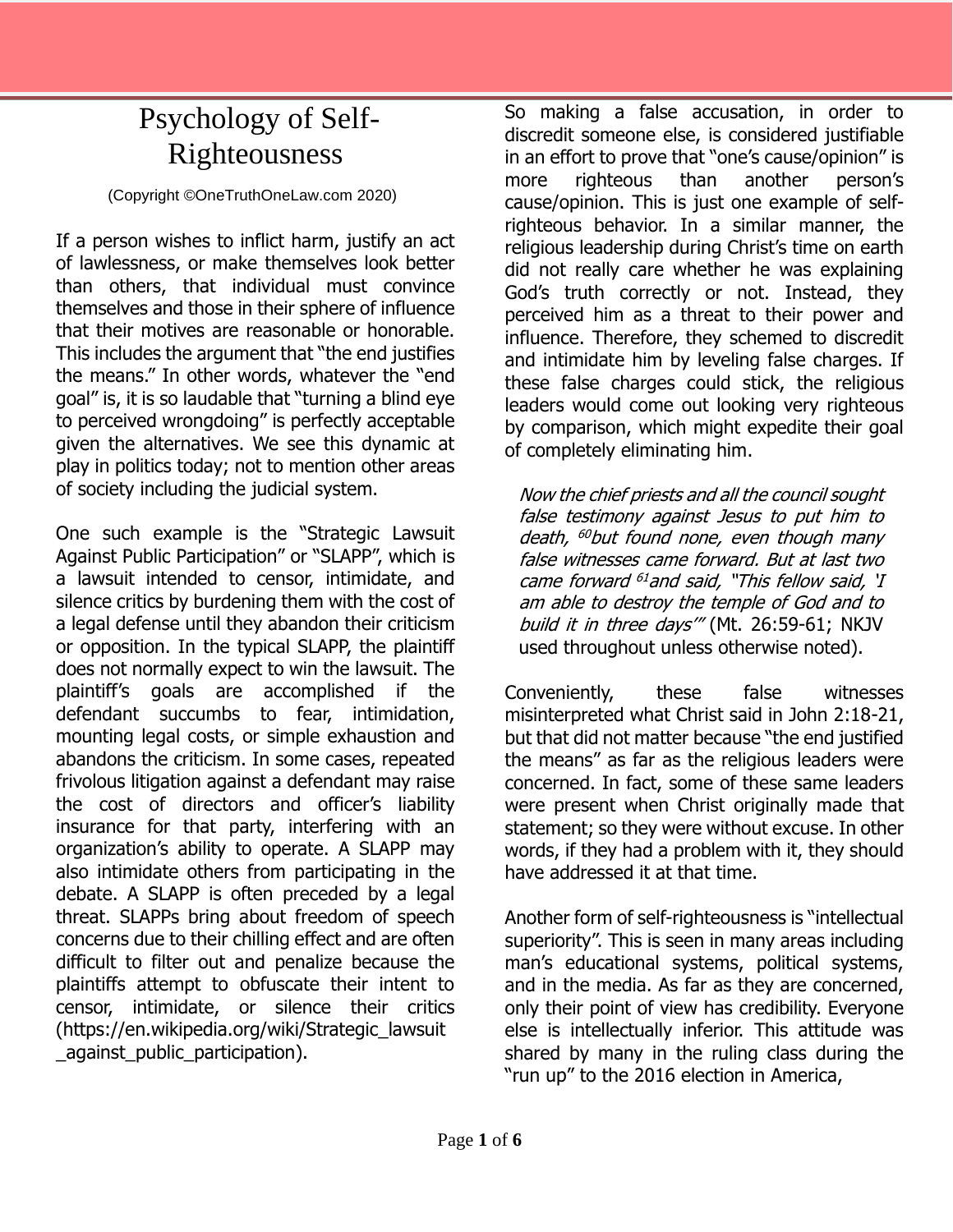# Psychology of Self-Righteousness

(Copyright ©OneTruthOneLaw.com 2020)

If a person wishes to inflict harm, justify an act of lawlessness, or make themselves look better than others, that individual must convince themselves and those in their sphere of influence that their motives are reasonable or honorable. This includes the argument that "the end justifies the means." In other words, whatever the "end goal" is, it is so laudable that "turning a blind eye to perceived wrongdoing" is perfectly acceptable given the alternatives. We see this dynamic at play in politics today; not to mention other areas of society including the judicial system.

One such example is the "Strategic Lawsuit Against Public Participation" or "SLAPP", which is a lawsuit intended to censor, intimidate, and silence critics by burdening them with the cost of a legal defense until they abandon their criticism or opposition. In the typical SLAPP, the plaintiff does not normally expect to win the lawsuit. The plaintiff's goals are accomplished if the defendant succumbs to fear, intimidation, mounting legal costs, or simple exhaustion and abandons the criticism. In some cases, repeated frivolous litigation against a defendant may raise the cost of directors and officer's liability insurance for that party, interfering with an organization's ability to operate. A SLAPP may also intimidate others from participating in the debate. A SLAPP is often preceded by a legal threat. SLAPPs bring about freedom of speech concerns due to their chilling effect and are often difficult to filter out and penalize because the plaintiffs attempt to obfuscate their intent to censor, intimidate, or silence their critics (https://en.wikipedia.org/wiki/Strategic_lawsuit_against_public_participation).

So making a false accusation, in order to discredit someone else, is considered justifiable in an effort to prove that "one's cause/opinion" is more righteous than another person's cause/opinion. This is just one example of self-righteous behavior. In a similar manner, the religious leadership during Christ's time on earth did not really care whether he was explaining God's truth correctly or not. Instead, they perceived him as a threat to their power and influence. Therefore, they schemed to discredit and intimidate him by leveling false charges. If these false charges could stick, the religious leaders would come out looking very righteous by comparison, which might expedite their goal of completely eliminating him.

> *Now the chief priests and all the council sought false testimony against Jesus to put him to death, [60]but found none, even though many false witnesses came forward. But at last two came forward [61]and said, "This fellow said, 'I am able to destroy the temple of God and to build it in three days'"* (Mt. 26:59-61; NKJV used throughout unless otherwise noted).

Conveniently, these false witnesses misinterpreted what Christ said in John 2:18-21, but that did not matter because "the end justified the means" as far as the religious leaders were concerned. In fact, some of these same leaders were present when Christ originally made that statement; so they were without excuse. In other words, if they had a problem with it, they should have addressed it at that time.

Another form of self-righteousness is "intellectual superiority". This is seen in many areas including man's educational systems, political systems, and in the media. As far as they are concerned, only their point of view has credibility. Everyone else is intellectually inferior. This attitude was shared by many in the ruling class during the "run up" to the 2016 election in America,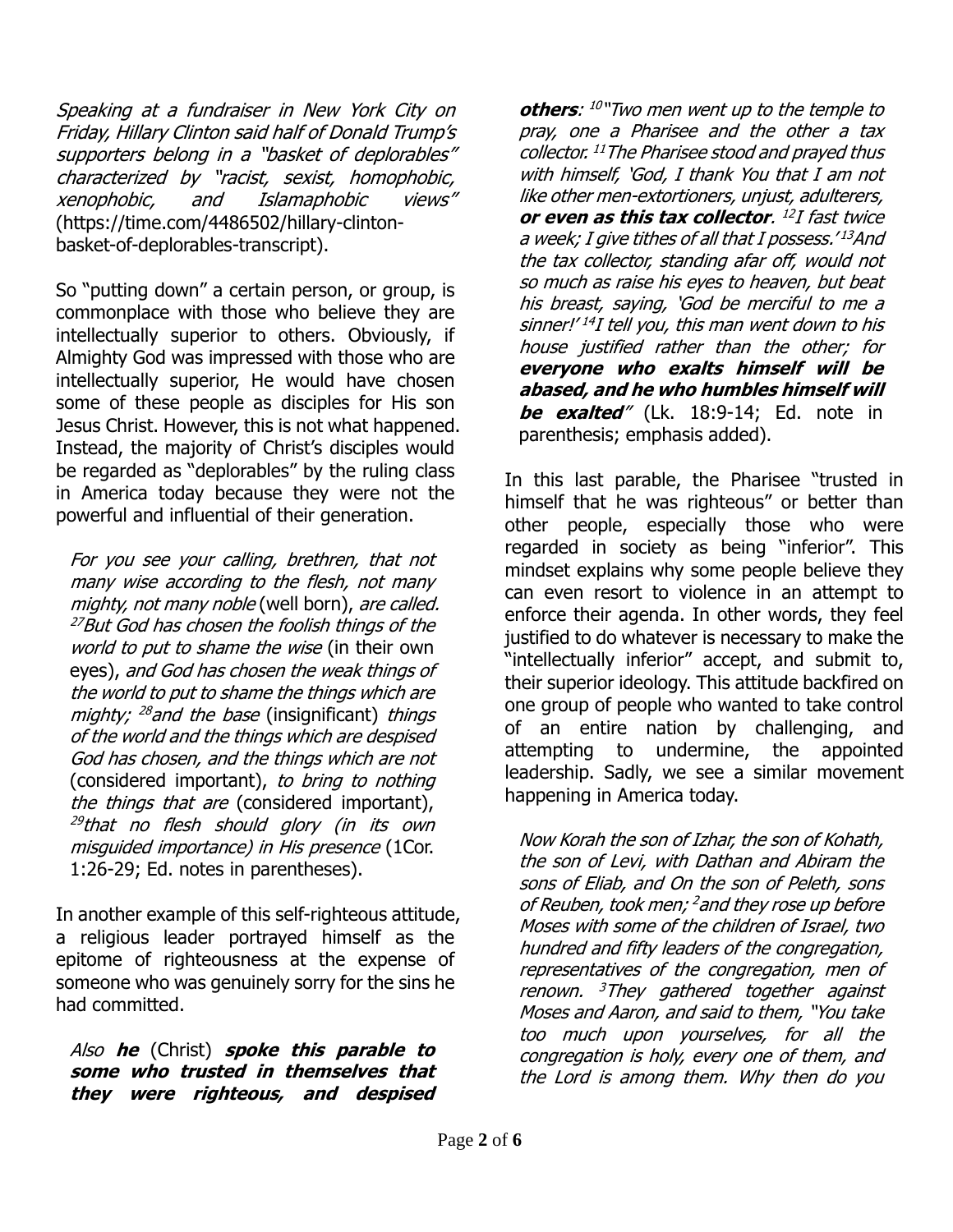*Speaking at a fundraiser in New York City on Friday, Hillary Clinton said half of Donald Trump's supporters belong in a "basket of deplorables" characterized by "racist, sexist, homophobic, xenophobic, and Islamaphobic views"* (https://time.com/4486502/hillary-clinton-basket-of-deplorables-transcript).

So "putting down" a certain person, or group, is commonplace with those who believe they are intellectually superior to others. Obviously, if Almighty God was impressed with those who are intellectually superior, He would have chosen some of these people as disciples for His son Jesus Christ. However, this is not what happened. Instead, the majority of Christ's disciples would be regarded as "deplorables" by the ruling class in America today because they were not the powerful and influential of their generation.

> *For you see your calling, brethren, that not many wise according to the flesh, not many mighty, not many noble* (well born), *are called.* [27]*But God has chosen the foolish things of the world to put to shame the wise* (in their own eyes), *and God has chosen the weak things of the world to put to shame the things which are mighty;* [28]*and the base* (insignificant) *things of the world and the things which are despised God has chosen, and the things which are not* (considered important), *to bring to nothing the things that are* (considered important), [29]*that no flesh should glory (in its own misguided importance) in His presence* (1Cor. 1:26-29; Ed. notes in parentheses).

In another example of this self-righteous attitude, a religious leader portrayed himself as the epitome of righteousness at the expense of someone who was genuinely sorry for the sins he had committed.

> *Also* ***he*** (Christ) ***spoke this parable to some who trusted in themselves that they were righteous, and despised others****:* [10]*"Two men went up to the temple to pray, one a Pharisee and the other a tax collector.* [11]*The Pharisee stood and prayed thus with himself, 'God, I thank You that I am not like other men-extortioners, unjust, adulterers,* ***or even as this tax collector****.* [12]*I fast twice a week; I give tithes of all that I possess.'* [13]*And the tax collector, standing afar off, would not so much as raise his eyes to heaven, but beat his breast, saying, 'God be merciful to me a sinner!'* [14]*I tell you, this man went down to his house justified rather than the other; for* ***everyone who exalts himself will be abased, and he who humbles himself will be exalted****"* (Lk. 18:9-14; Ed. note in parenthesis; emphasis added).

In this last parable, the Pharisee "trusted in himself that he was righteous" or better than other people, especially those who were regarded in society as being "inferior". This mindset explains why some people believe they can even resort to violence in an attempt to enforce their agenda. In other words, they feel justified to do whatever is necessary to make the "intellectually inferior" accept, and submit to, their superior ideology. This attitude backfired on one group of people who wanted to take control of an entire nation by challenging, and attempting to undermine, the appointed leadership. Sadly, we see a similar movement happening in America today.

> *Now Korah the son of Izhar, the son of Kohath, the son of Levi, with Dathan and Abiram the sons of Eliab, and On the son of Peleth, sons of Reuben, took men;* [2]*and they rose up before Moses with some of the children of Israel, two hundred and fifty leaders of the congregation, representatives of the congregation, men of renown.* [3]*They gathered together against Moses and Aaron, and said to them, "You take too much upon yourselves, for all the congregation is holy, every one of them, and the Lord is among them. Why then do you*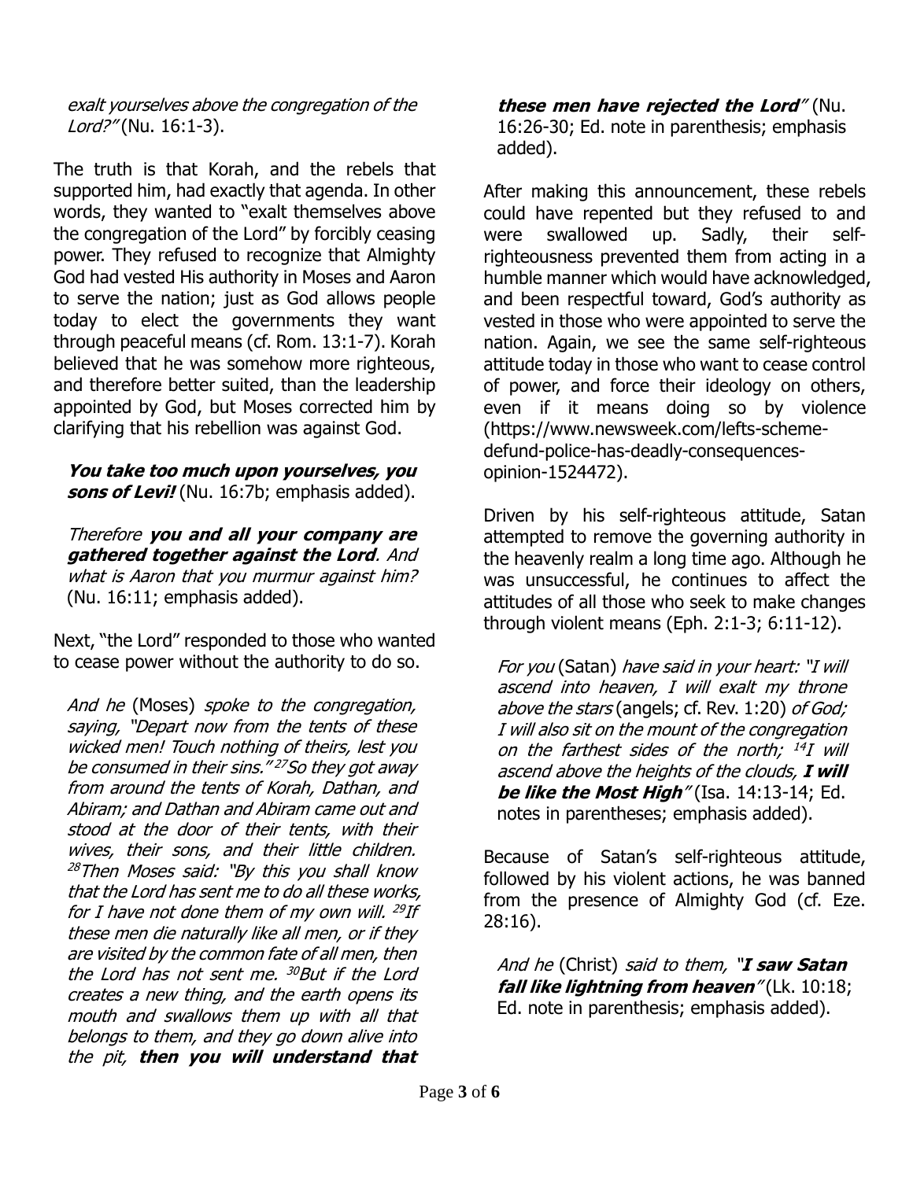*exalt yourselves above the congregation of the Lord?"* (Nu. 16:1-3).

The truth is that Korah, and the rebels that supported him, had exactly that agenda. In other words, they wanted to "exalt themselves above the congregation of the Lord" by forcibly ceasing power. They refused to recognize that Almighty God had vested His authority in Moses and Aaron to serve the nation; just as God allows people today to elect the governments they want through peaceful means (cf. Rom. 13:1-7). Korah believed that he was somehow more righteous, and therefore better suited, than the leadership appointed by God, but Moses corrected him by clarifying that his rebellion was against God.

> ***You take too much upon yourselves, you sons of Levi!*** (Nu. 16:7b; emphasis added).

> *Therefore* ***you and all your company are gathered together against the Lord****. And what is Aaron that you murmur against him?* (Nu. 16:11; emphasis added).

Next, "the Lord" responded to those who wanted to cease power without the authority to do so.

> *And he* (Moses) *spoke to the congregation, saying, "Depart now from the tents of these wicked men! Touch nothing of theirs, lest you be consumed in their sins."* [27] *So they got away from around the tents of Korah, Dathan, and Abiram; and Dathan and Abiram came out and stood at the door of their tents, with their wives, their sons, and their little children.* [28] *Then Moses said: "By this you shall know that the Lord has sent me to do all these works, for I have not done them of my own will.* [29] *If these men die naturally like all men, or if they are visited by the common fate of all men, then the Lord has not sent me.* [30] *But if the Lord creates a new thing, and the earth opens its mouth and swallows them up with all that belongs to them, and they go down alive into the pit,* ***then you will understand that these men have rejected the Lord****"* (Nu. 16:26-30; Ed. note in parenthesis; emphasis added).

After making this announcement, these rebels could have repented but they refused to and were swallowed up. Sadly, their self-righteousness prevented them from acting in a humble manner which would have acknowledged, and been respectful toward, God's authority as vested in those who were appointed to serve the nation. Again, we see the same self-righteous attitude today in those who want to cease control of power, and force their ideology on others, even if it means doing so by violence (https://www.newsweek.com/lefts-scheme-defund-police-has-deadly-consequences-opinion-1524472).

Driven by his self-righteous attitude, Satan attempted to remove the governing authority in the heavenly realm a long time ago. Although he was unsuccessful, he continues to affect the attitudes of all those who seek to make changes through violent means (Eph. 2:1-3; 6:11-12).

> *For you* (Satan) *have said in your heart: "I will ascend into heaven, I will exalt my throne above the stars* (angels; cf. Rev. 1:20) *of God; I will also sit on the mount of the congregation on the farthest sides of the north;* [14] *I will ascend above the heights of the clouds,* ***I will be like the Most High****"* (Isa. 14:13-14; Ed. notes in parentheses; emphasis added).

Because of Satan's self-righteous attitude, followed by his violent actions, he was banned from the presence of Almighty God (cf. Eze. 28:16).

> *And he* (Christ) *said to them, "****I saw Satan fall like lightning from heaven****"* (Lk. 10:18; Ed. note in parenthesis; emphasis added).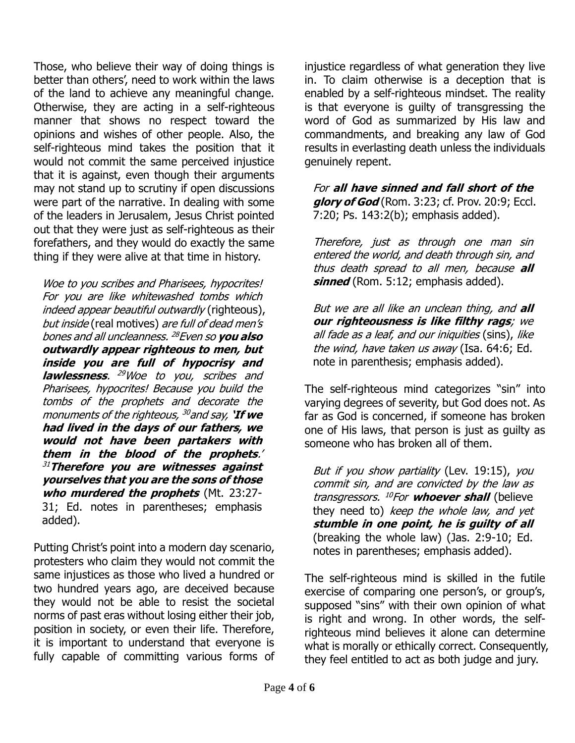Those, who believe their way of doing things is better than others', need to work within the laws of the land to achieve any meaningful change. Otherwise, they are acting in a self-righteous manner that shows no respect toward the opinions and wishes of other people. Also, the self-righteous mind takes the position that it would not commit the same perceived injustice that it is against, even though their arguments may not stand up to scrutiny if open discussions were part of the narrative. In dealing with some of the leaders in Jerusalem, Jesus Christ pointed out that they were just as self-righteous as their forefathers, and they would do exactly the same thing if they were alive at that time in history.

> *Woe to you scribes and Pharisees, hypocrites! For you are like whitewashed tombs which indeed appear beautiful outwardly* (righteous), *but inside* (real motives) *are full of dead men's bones and all uncleanness.* [28]*Even so* ***you also outwardly appear righteous to men, but inside you are full of hypocrisy and lawlessness****.* [29]*Woe to you, scribes and Pharisees, hypocrites! Because you build the tombs of the prophets and decorate the monuments of the righteous,* [30]*and say,* ***'If we had lived in the days of our fathers, we would not have been partakers with them in the blood of the prophets****.'* [31]***Therefore you are witnesses against yourselves that you are the sons of those who murdered the prophets*** (Mt. 23:27-31; Ed. notes in parentheses; emphasis added).

Putting Christ's point into a modern day scenario, protesters who claim they would not commit the same injustices as those who lived a hundred or two hundred years ago, are deceived because they would not be able to resist the societal norms of past eras without losing either their job, position in society, or even their life. Therefore, it is important to understand that everyone is fully capable of committing various forms of injustice regardless of what generation they live in. To claim otherwise is a deception that is enabled by a self-righteous mindset. The reality is that everyone is guilty of transgressing the word of God as summarized by His law and commandments, and breaking any law of God results in everlasting death unless the individuals genuinely repent.

> *For* ***all have sinned and fall short of the glory of God*** (Rom. 3:23; cf. Prov. 20:9; Eccl. 7:20; Ps. 143:2(b); emphasis added).

> *Therefore, just as through one man sin entered the world, and death through sin, and thus death spread to all men, because* ***all sinned*** (Rom. 5:12; emphasis added).

> *But we are all like an unclean thing, and* ***all our righteousness is like filthy rags****; we all fade as a leaf, and our iniquities* (sins), *like the wind, have taken us away* (Isa. 64:6; Ed. note in parenthesis; emphasis added).

The self-righteous mind categorizes "sin" into varying degrees of severity, but God does not. As far as God is concerned, if someone has broken one of His laws, that person is just as guilty as someone who has broken all of them.

> *But if you show partiality* (Lev. 19:15), *you commit sin, and are convicted by the law as transgressors.* [10]*For* ***whoever shall*** (believe they need to) *keep the whole law, and yet* ***stumble in one point, he is guilty of all*** (breaking the whole law) (Jas. 2:9-10; Ed. notes in parentheses; emphasis added).

The self-righteous mind is skilled in the futile exercise of comparing one person's, or group's, supposed "sins" with their own opinion of what is right and wrong. In other words, the self-righteous mind believes it alone can determine what is morally or ethically correct. Consequently, they feel entitled to act as both judge and jury.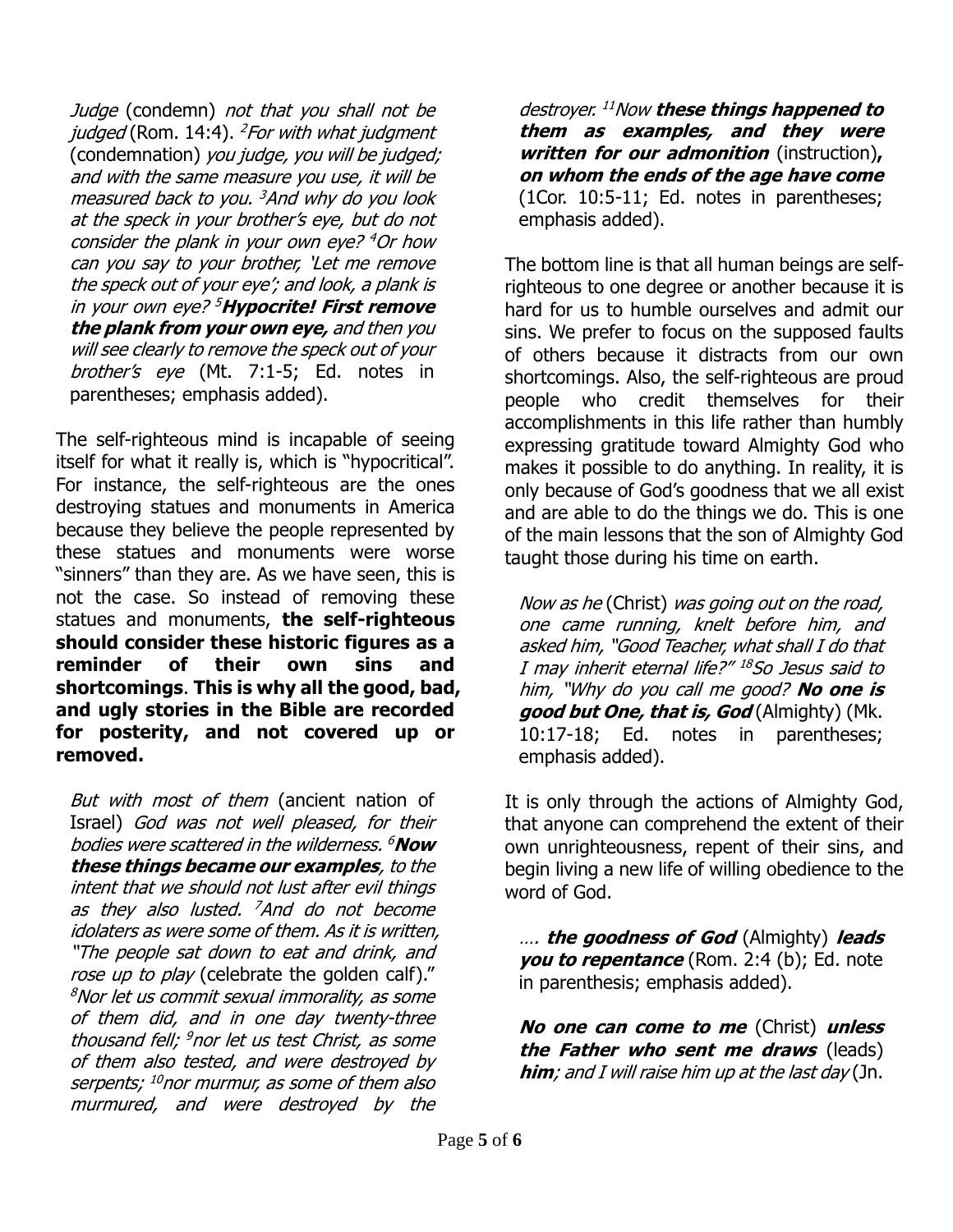*Judge* (condemn) *not that you shall not be judged* (Rom. 14:4). [2]*For with what judgment* (condemnation) *you judge, you will be judged; and with the same measure you use, it will be measured back to you.* [3]*And why do you look at the speck in your brother's eye, but do not consider the plank in your own eye?* [4]*Or how can you say to your brother, 'Let me remove the speck out of your eye'; and look, a plank is in your own eye?* [5]***Hypocrite! First remove the plank from your own eye,*** *and then you will see clearly to remove the speck out of your brother's eye* (Mt. 7:1-5; Ed. notes in parentheses; emphasis added).

The self-righteous mind is incapable of seeing itself for what it really is, which is "hypocritical". For instance, the self-righteous are the ones destroying statues and monuments in America because they believe the people represented by these statues and monuments were worse "sinners" than they are. As we have seen, this is not the case. So instead of removing these statues and monuments, **the self-righteous should consider these historic figures as a reminder of their own sins and shortcomings**. **This is why all the good, bad, and ugly stories in the Bible are recorded for posterity, and not covered up or removed.**

*But with most of them* (ancient nation of Israel) *God was not well pleased, for their bodies were scattered in the wilderness.* [6]***Now these things became our examples****, to the intent that we should not lust after evil things as they also lusted.* [7]*And do not become idolaters as were some of them. As it is written, "The people sat down to eat and drink, and rose up to play* (celebrate the golden calf)." [8]*Nor let us commit sexual immorality, as some of them did, and in one day twenty-three thousand fell;* [9]*nor let us test Christ, as some of them also tested, and were destroyed by serpents;* [10]*nor murmur, as some of them also murmured, and were destroyed by the destroyer.* [11]*Now* ***these things happened to them as examples, and they were written for our admonition*** (instruction)**,** ***on whom the ends of the age have come*** (1Cor. 10:5-11; Ed. notes in parentheses; emphasis added).

The bottom line is that all human beings are self-righteous to one degree or another because it is hard for us to humble ourselves and admit our sins. We prefer to focus on the supposed faults of others because it distracts from our own shortcomings. Also, the self-righteous are proud people who credit themselves for their accomplishments in this life rather than humbly expressing gratitude toward Almighty God who makes it possible to do anything. In reality, it is only because of God's goodness that we all exist and are able to do the things we do. This is one of the main lessons that the son of Almighty God taught those during his time on earth.

*Now as he* (Christ) *was going out on the road, one came running, knelt before him, and asked him, "Good Teacher, what shall I do that I may inherit eternal life?"* [18]*So Jesus said to him, "Why do you call me good?* ***No one is good but One, that is, God*** (Almighty) (Mk. 10:17-18; Ed. notes in parentheses; emphasis added).

It is only through the actions of Almighty God, that anyone can comprehend the extent of their own unrighteousness, repent of their sins, and begin living a new life of willing obedience to the word of God.

*….* ***the goodness of God*** (Almighty) ***leads you to repentance*** (Rom. 2:4 (b); Ed. note in parenthesis; emphasis added).

***No one can come to me*** (Christ) ***unless the Father who sent me draws*** (leads) ***him****; and I will raise him up at the last day* (Jn.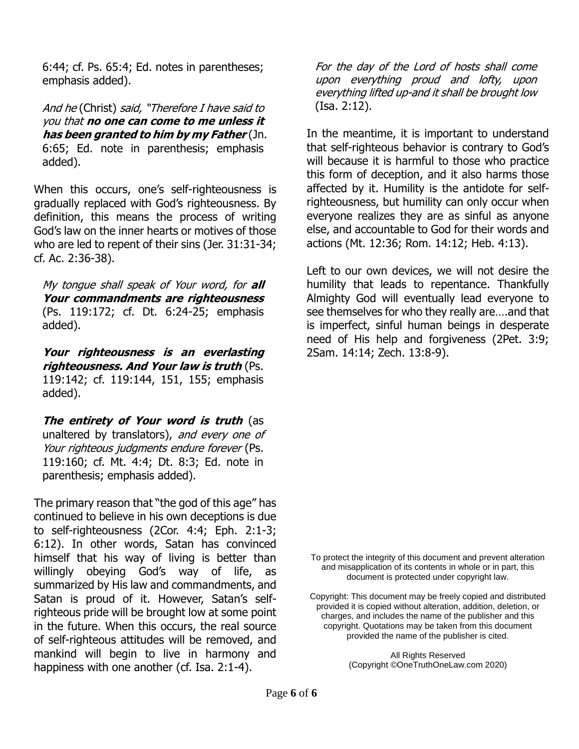6:44; cf. Ps. 65:4; Ed. notes in parentheses; emphasis added).

> *And he* (Christ) *said, "Therefore I have said to you that* ***no one can come to me unless it has been granted to him by my Father*** (Jn. 6:65; Ed. note in parenthesis; emphasis added).

When this occurs, one's self-righteousness is gradually replaced with God's righteousness. By definition, this means the process of writing God's law on the inner hearts or motives of those who are led to repent of their sins (Jer. 31:31-34; cf. Ac. 2:36-38).

> *My tongue shall speak of Your word, for* ***all Your commandments are righteousness*** (Ps. 119:172; cf. Dt. 6:24-25; emphasis added).

> ***Your righteousness is an everlasting righteousness. And Your law is truth*** (Ps. 119:142; cf. 119:144, 151, 155; emphasis added).

> ***The entirety of Your word is truth*** (as unaltered by translators), *and every one of Your righteous judgments endure forever* (Ps. 119:160; cf. Mt. 4:4; Dt. 8:3; Ed. note in parenthesis; emphasis added).

The primary reason that "the god of this age" has continued to believe in his own deceptions is due to self-righteousness (2Cor. 4:4; Eph. 2:1-3; 6:12). In other words, Satan has convinced himself that his way of living is better than willingly obeying God's way of life, as summarized by His law and commandments, and Satan is proud of it. However, Satan's self-righteous pride will be brought low at some point in the future. When this occurs, the real source of self-righteous attitudes will be removed, and mankind will begin to live in harmony and happiness with one another (cf. Isa. 2:1-4).

> *For the day of the Lord of hosts shall come upon everything proud and lofty, upon everything lifted up-and it shall be brought low* (Isa. 2:12).

In the meantime, it is important to understand that self-righteous behavior is contrary to God's will because it is harmful to those who practice this form of deception, and it also harms those affected by it. Humility is the antidote for self-righteousness, but humility can only occur when everyone realizes they are as sinful as anyone else, and accountable to God for their words and actions (Mt. 12:36; Rom. 14:12; Heb. 4:13).

Left to our own devices, we will not desire the humility that leads to repentance. Thankfully Almighty God will eventually lead everyone to see themselves for who they really are….and that is imperfect, sinful human beings in desperate need of His help and forgiveness (2Pet. 3:9; 2Sam. 14:14; Zech. 13:8-9).

To protect the integrity of this document and prevent alteration and misapplication of its contents in whole or in part, this document is protected under copyright law.

Copyright: This document may be freely copied and distributed provided it is copied without alteration, addition, deletion, or charges, and includes the name of the publisher and this copyright. Quotations may be taken from this document provided the name of the publisher is cited.

All Rights Reserved
(Copyright ©OneTruthOneLaw.com 2020)